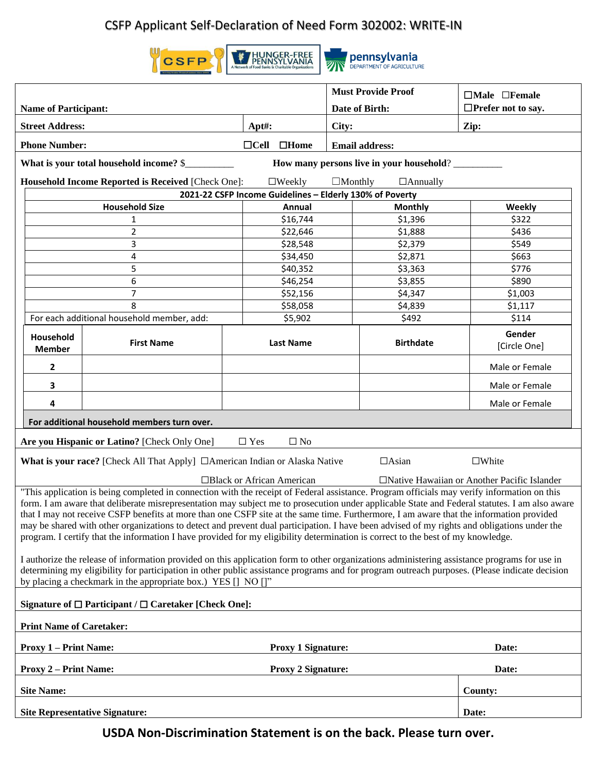# CSFP Applicant Self-Declaration of Need Form 302002: WRITE-IN

| Name of Participant: | | Must Provide Proof<br>Date of Birth: | ☐Male ☐Female<br>☐Prefer not to say. |
|---|---|---|---|
| Street Address: | Apt#: | City: | Zip: |
| Phone Number: | ☐Cell ☐Home | Email address: | |

**What is your total household income?** $__________ **How many persons live in your household**? __________

**Household Income Reported is Received** [Check One]: ☐Weekly ☐Monthly ☐Annually

**2021-22 CSFP Income Guidelines – Elderly 130% of Poverty**

| Household Size | Annual | Monthly | Weekly |
|---|---|---|---|
| 1 | $16,744 | $1,396 | $322 |
| 2 | $22,646 | $1,888 | $436 |
| 3 | $28,548 | $2,379 | $549 |
| 4 | $34,450 | $2,871 | $663 |
| 5 | $40,352 | $3,363 | $776 |
| 6 | $46,254 | $3,855 | $890 |
| 7 | $52,156 | $4,347 | $1,003 |
| 8 | $58,058 | $4,839 | $1,117 |
| For each additional household member, add: | $5,902 | $492 | $114 |

| Household Member | First Name | Last Name | Birthdate | Gender [Circle One] |
|---|---|---|---|---|
| 2 | | | | Male or Female |
| 3 | | | | Male or Female |
| 4 | | | | Male or Female |

**For additional household members turn over.**

**Are you Hispanic or Latino?** [Check Only One] ☐ Yes ☐ No

**What is your race?** [Check All That Apply] ☐American Indian or Alaska Native ☐Asian ☐White ☐Black or African American ☐Native Hawaiian or Another Pacific Islander

"This application is being completed in connection with the receipt of Federal assistance. Program officials may verify information on this form. I am aware that deliberate misrepresentation may subject me to prosecution under applicable State and Federal statutes. I am also aware that I may not receive CSFP benefits at more than one CSFP site at the same time. Furthermore, I am aware that the information provided may be shared with other organizations to detect and prevent dual participation. I have been advised of my rights and obligations under the program. I certify that the information I have provided for my eligibility determination is correct to the best of my knowledge.

I authorize the release of information provided on this application form to other organizations administering assistance programs for use in determining my eligibility for participation in other public assistance programs and for program outreach purposes. (Please indicate decision by placing a checkmark in the appropriate box.) YES [] NO []"

**Signature of ☐ Participant / ☐ Caretaker [Check One]:**

**Print Name of Caretaker:**

| Proxy 1 – Print Name: | Proxy 1 Signature: | Date: |
|---|---|---|
| Proxy 2 – Print Name: | Proxy 2 Signature: | Date: |
| Site Name: | | County: |
| Site Representative Signature: | | Date: |

**USDA Non-Discrimination Statement is on the back. Please turn over.**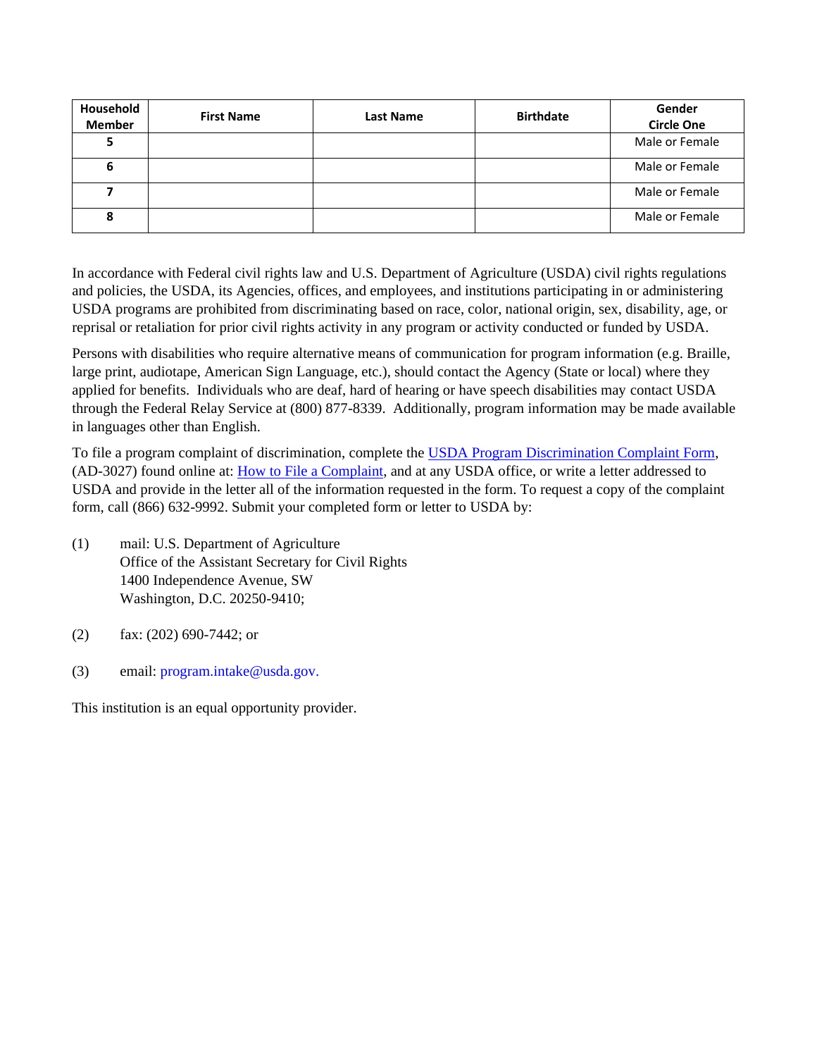| Household Member | First Name | Last Name | Birthdate | Gender Circle One |
|---|---|---|---|---|
| **5** | | | | Male or Female |
| **6** | | | | Male or Female |
| **7** | | | | Male or Female |
| **8** | | | | Male or Female |

In accordance with Federal civil rights law and U.S. Department of Agriculture (USDA) civil rights regulations and policies, the USDA, its Agencies, offices, and employees, and institutions participating in or administering USDA programs are prohibited from discriminating based on race, color, national origin, sex, disability, age, or reprisal or retaliation for prior civil rights activity in any program or activity conducted or funded by USDA.

Persons with disabilities who require alternative means of communication for program information (e.g. Braille, large print, audiotape, American Sign Language, etc.), should contact the Agency (State or local) where they applied for benefits. Individuals who are deaf, hard of hearing or have speech disabilities may contact USDA through the Federal Relay Service at (800) 877-8339. Additionally, program information may be made available in languages other than English.

To file a program complaint of discrimination, complete the USDA Program Discrimination Complaint Form, (AD-3027) found online at: How to File a Complaint, and at any USDA office, or write a letter addressed to USDA and provide in the letter all of the information requested in the form. To request a copy of the complaint form, call (866) 632-9992. Submit your completed form or letter to USDA by:

(1) mail: U.S. Department of Agriculture
Office of the Assistant Secretary for Civil Rights
1400 Independence Avenue, SW
Washington, D.C. 20250-9410;

(2) fax: (202) 690-7442; or

(3) email: program.intake@usda.gov.

This institution is an equal opportunity provider.